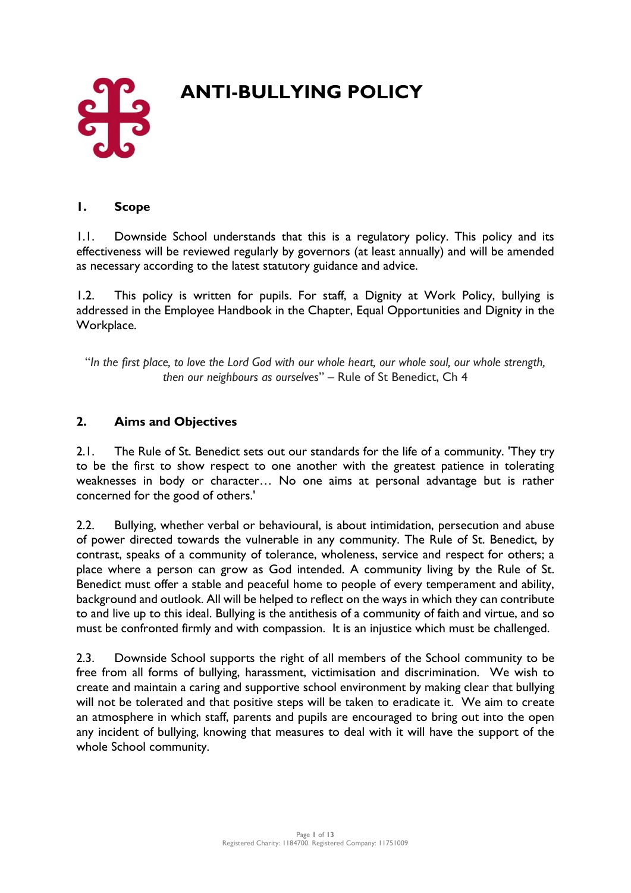# ANTI-BULLYING POLICY

## 1. Scope

1.1. Downside School understands that this is a regulatory policy. This policy and its effectiveness will be reviewed regularly by governors (at least annually) and will be amended as necessary according to the latest statutory guidance and advice.

1.2. This policy is written for pupils. For staff, a Dignity at Work Policy, bullying is addressed in the Employee Handbook in the Chapter, Equal Opportunities and Dignity in the Workplace.

"*In the first place, to love the Lord God with our whole heart, our whole soul, our whole strength, then our neighbours as ourselves*" – Rule of St Benedict, Ch 4

## 2. Aims and Objectives

2.1. The Rule of St. Benedict sets out our standards for the life of a community. 'They try to be the first to show respect to one another with the greatest patience in tolerating weaknesses in body or character… No one aims at personal advantage but is rather concerned for the good of others.'

2.2. Bullying, whether verbal or behavioural, is about intimidation, persecution and abuse of power directed towards the vulnerable in any community. The Rule of St. Benedict, by contrast, speaks of a community of tolerance, wholeness, service and respect for others; a place where a person can grow as God intended. A community living by the Rule of St. Benedict must offer a stable and peaceful home to people of every temperament and ability, background and outlook. All will be helped to reflect on the ways in which they can contribute to and live up to this ideal. Bullying is the antithesis of a community of faith and virtue, and so must be confronted firmly and with compassion. It is an injustice which must be challenged.

2.3. Downside School supports the right of all members of the School community to be free from all forms of bullying, harassment, victimisation and discrimination. We wish to create and maintain a caring and supportive school environment by making clear that bullying will not be tolerated and that positive steps will be taken to eradicate it. We aim to create an atmosphere in which staff, parents and pupils are encouraged to bring out into the open any incident of bullying, knowing that measures to deal with it will have the support of the whole School community.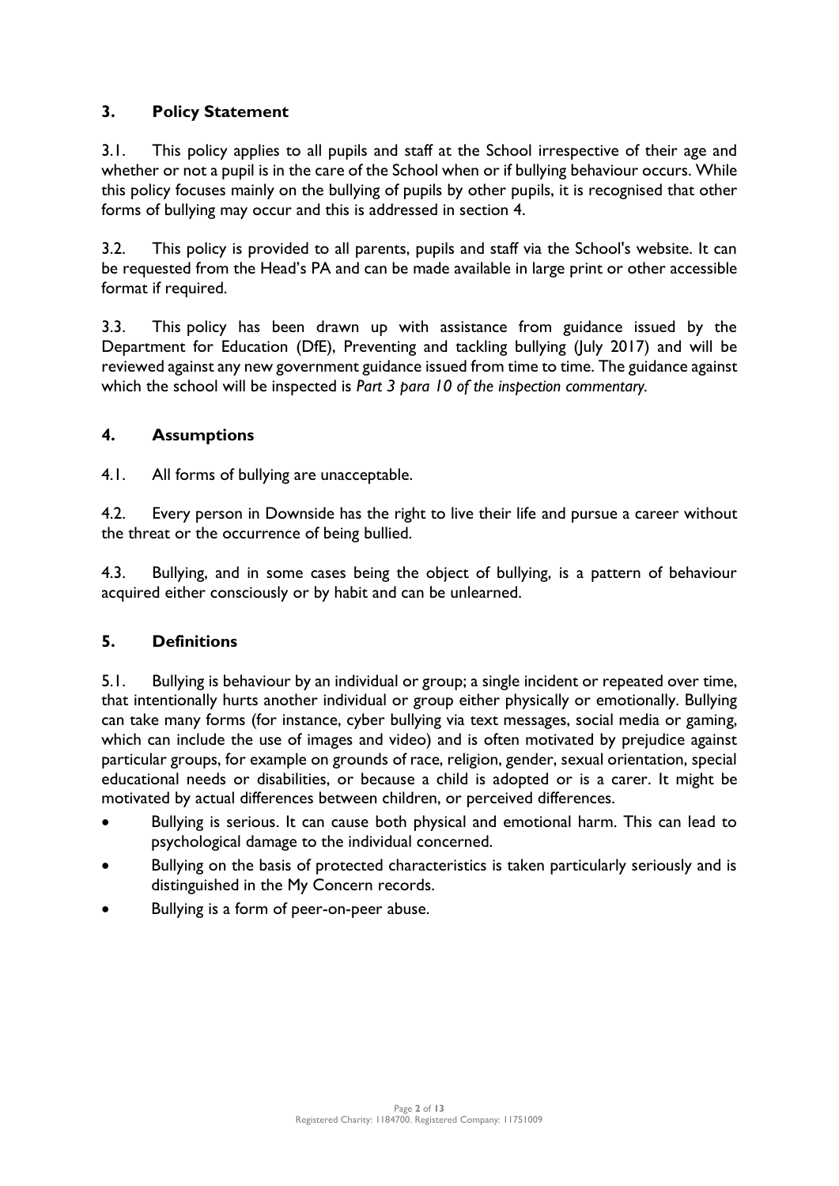## 3. Policy Statement

3.1. This policy applies to all pupils and staff at the School irrespective of their age and whether or not a pupil is in the care of the School when or if bullying behaviour occurs. While this policy focuses mainly on the bullying of pupils by other pupils, it is recognised that other forms of bullying may occur and this is addressed in section 4.

3.2. This policy is provided to all parents, pupils and staff via the School's website. It can be requested from the Head's PA and can be made available in large print or other accessible format if required.

3.3. This policy has been drawn up with assistance from guidance issued by the Department for Education (DfE), Preventing and tackling bullying (July 2017) and will be reviewed against any new government guidance issued from time to time. The guidance against which the school will be inspected is *Part 3 para 10 of the inspection commentary.*

## 4. Assumptions

4.1. All forms of bullying are unacceptable.

4.2. Every person in Downside has the right to live their life and pursue a career without the threat or the occurrence of being bullied.

4.3. Bullying, and in some cases being the object of bullying, is a pattern of behaviour acquired either consciously or by habit and can be unlearned.

## 5. Definitions

5.1. Bullying is behaviour by an individual or group; a single incident or repeated over time, that intentionally hurts another individual or group either physically or emotionally. Bullying can take many forms (for instance, cyber bullying via text messages, social media or gaming, which can include the use of images and video) and is often motivated by prejudice against particular groups, for example on grounds of race, religion, gender, sexual orientation, special educational needs or disabilities, or because a child is adopted or is a carer. It might be motivated by actual differences between children, or perceived differences.

- Bullying is serious. It can cause both physical and emotional harm. This can lead to psychological damage to the individual concerned.
- Bullying on the basis of protected characteristics is taken particularly seriously and is distinguished in the My Concern records.
- Bullying is a form of peer-on-peer abuse.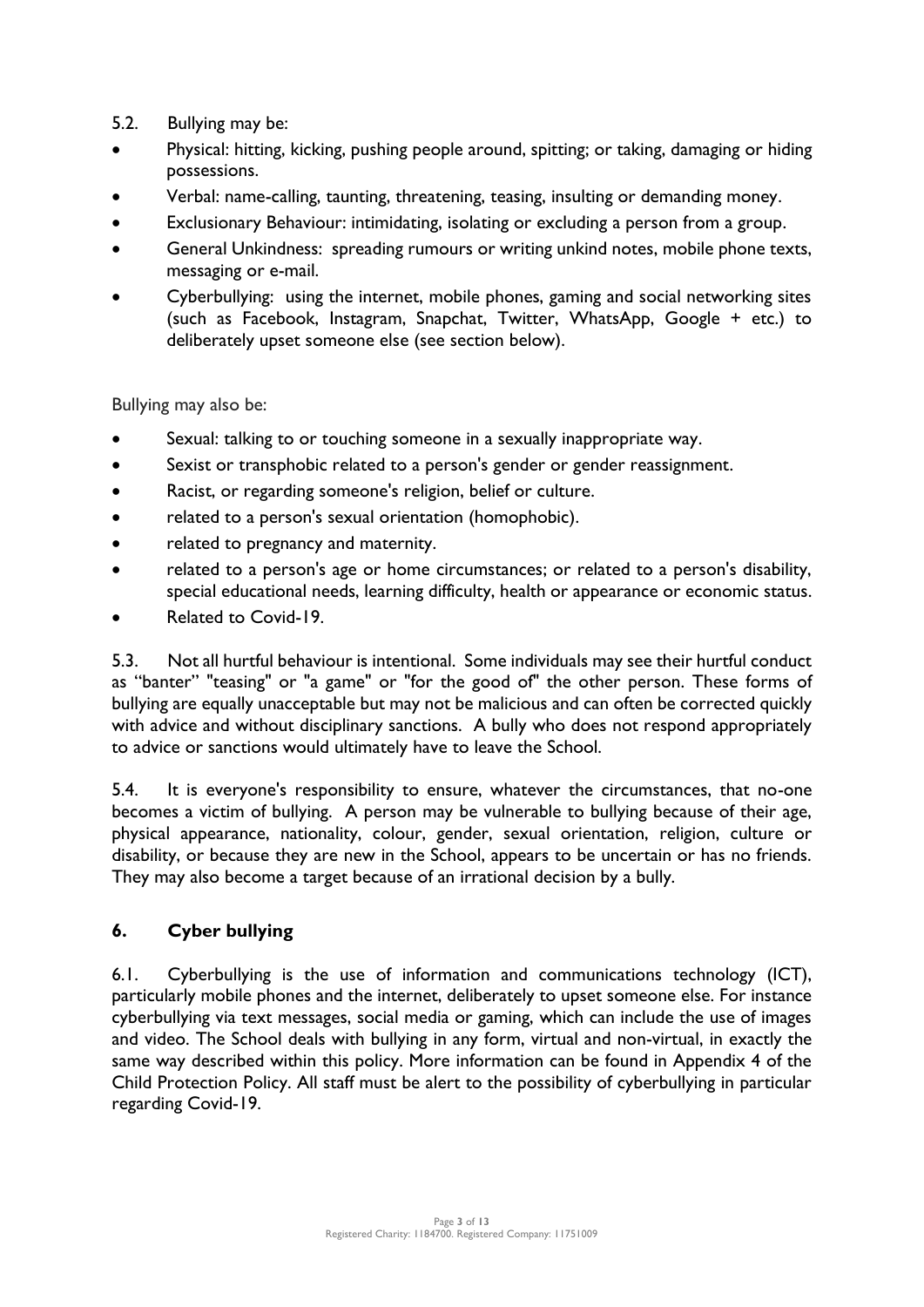5.2. Bullying may be:

- Physical: hitting, kicking, pushing people around, spitting; or taking, damaging or hiding possessions.
- Verbal: name-calling, taunting, threatening, teasing, insulting or demanding money.
- Exclusionary Behaviour: intimidating, isolating or excluding a person from a group.
- General Unkindness: spreading rumours or writing unkind notes, mobile phone texts, messaging or e-mail.
- Cyberbullying: using the internet, mobile phones, gaming and social networking sites (such as Facebook, Instagram, Snapchat, Twitter, WhatsApp, Google + etc.) to deliberately upset someone else (see section below).

Bullying may also be:

- Sexual: talking to or touching someone in a sexually inappropriate way.
- Sexist or transphobic related to a person's gender or gender reassignment.
- Racist, or regarding someone's religion, belief or culture.
- related to a person's sexual orientation (homophobic).
- related to pregnancy and maternity.
- related to a person's age or home circumstances; or related to a person's disability, special educational needs, learning difficulty, health or appearance or economic status.
- Related to Covid-19.

5.3. Not all hurtful behaviour is intentional. Some individuals may see their hurtful conduct as "banter" "teasing" or "a game" or "for the good of" the other person. These forms of bullying are equally unacceptable but may not be malicious and can often be corrected quickly with advice and without disciplinary sanctions. A bully who does not respond appropriately to advice or sanctions would ultimately have to leave the School.

5.4. It is everyone's responsibility to ensure, whatever the circumstances, that no-one becomes a victim of bullying. A person may be vulnerable to bullying because of their age, physical appearance, nationality, colour, gender, sexual orientation, religion, culture or disability, or because they are new in the School, appears to be uncertain or has no friends. They may also become a target because of an irrational decision by a bully.

## 6. Cyber bullying

6.1. Cyberbullying is the use of information and communications technology (ICT), particularly mobile phones and the internet, deliberately to upset someone else. For instance cyberbullying via text messages, social media or gaming, which can include the use of images and video. The School deals with bullying in any form, virtual and non-virtual, in exactly the same way described within this policy. More information can be found in Appendix 4 of the Child Protection Policy. All staff must be alert to the possibility of cyberbullying in particular regarding Covid-19.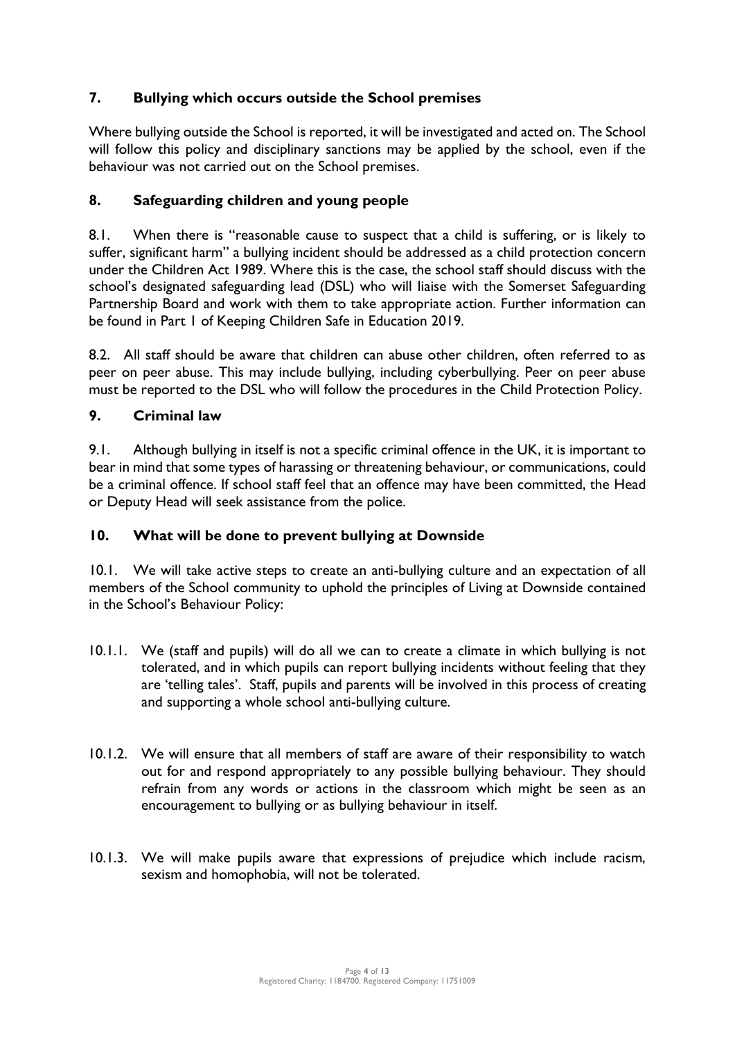## 7. Bullying which occurs outside the School premises

Where bullying outside the School is reported, it will be investigated and acted on. The School will follow this policy and disciplinary sanctions may be applied by the school, even if the behaviour was not carried out on the School premises.

## 8. Safeguarding children and young people

8.1. When there is "reasonable cause to suspect that a child is suffering, or is likely to suffer, significant harm" a bullying incident should be addressed as a child protection concern under the Children Act 1989. Where this is the case, the school staff should discuss with the school's designated safeguarding lead (DSL) who will liaise with the Somerset Safeguarding Partnership Board and work with them to take appropriate action. Further information can be found in Part 1 of Keeping Children Safe in Education 2019.

8.2. All staff should be aware that children can abuse other children, often referred to as peer on peer abuse. This may include bullying, including cyberbullying. Peer on peer abuse must be reported to the DSL who will follow the procedures in the Child Protection Policy.

## 9. Criminal law

9.1. Although bullying in itself is not a specific criminal offence in the UK, it is important to bear in mind that some types of harassing or threatening behaviour, or communications, could be a criminal offence. If school staff feel that an offence may have been committed, the Head or Deputy Head will seek assistance from the police.

## 10. What will be done to prevent bullying at Downside

10.1. We will take active steps to create an anti-bullying culture and an expectation of all members of the School community to uphold the principles of Living at Downside contained in the School's Behaviour Policy:

10.1.1. We (staff and pupils) will do all we can to create a climate in which bullying is not tolerated, and in which pupils can report bullying incidents without feeling that they are 'telling tales'. Staff, pupils and parents will be involved in this process of creating and supporting a whole school anti-bullying culture.

10.1.2. We will ensure that all members of staff are aware of their responsibility to watch out for and respond appropriately to any possible bullying behaviour. They should refrain from any words or actions in the classroom which might be seen as an encouragement to bullying or as bullying behaviour in itself.

10.1.3. We will make pupils aware that expressions of prejudice which include racism, sexism and homophobia, will not be tolerated.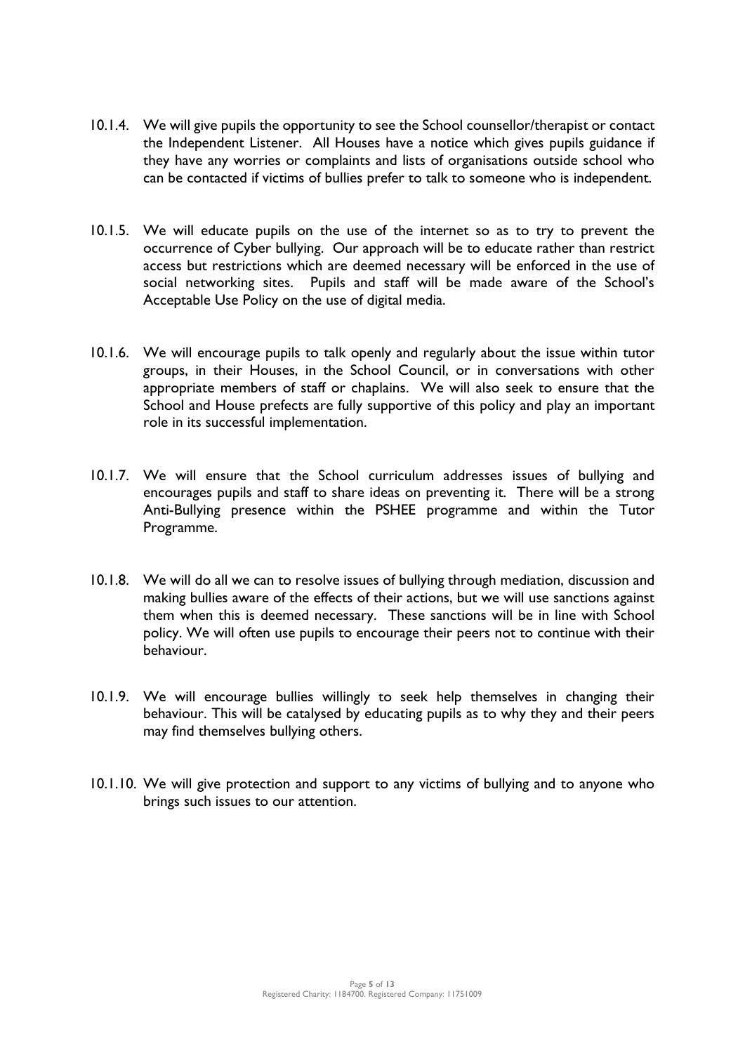10.1.4. We will give pupils the opportunity to see the School counsellor/therapist or contact the Independent Listener. All Houses have a notice which gives pupils guidance if they have any worries or complaints and lists of organisations outside school who can be contacted if victims of bullies prefer to talk to someone who is independent.

10.1.5. We will educate pupils on the use of the internet so as to try to prevent the occurrence of Cyber bullying. Our approach will be to educate rather than restrict access but restrictions which are deemed necessary will be enforced in the use of social networking sites. Pupils and staff will be made aware of the School's Acceptable Use Policy on the use of digital media.

10.1.6. We will encourage pupils to talk openly and regularly about the issue within tutor groups, in their Houses, in the School Council, or in conversations with other appropriate members of staff or chaplains. We will also seek to ensure that the School and House prefects are fully supportive of this policy and play an important role in its successful implementation.

10.1.7. We will ensure that the School curriculum addresses issues of bullying and encourages pupils and staff to share ideas on preventing it. There will be a strong Anti-Bullying presence within the PSHEE programme and within the Tutor Programme.

10.1.8. We will do all we can to resolve issues of bullying through mediation, discussion and making bullies aware of the effects of their actions, but we will use sanctions against them when this is deemed necessary. These sanctions will be in line with School policy. We will often use pupils to encourage their peers not to continue with their behaviour.

10.1.9. We will encourage bullies willingly to seek help themselves in changing their behaviour. This will be catalysed by educating pupils as to why they and their peers may find themselves bullying others.

10.1.10. We will give protection and support to any victims of bullying and to anyone who brings such issues to our attention.

Registered Charity: 1184700. Registered Company: 11751009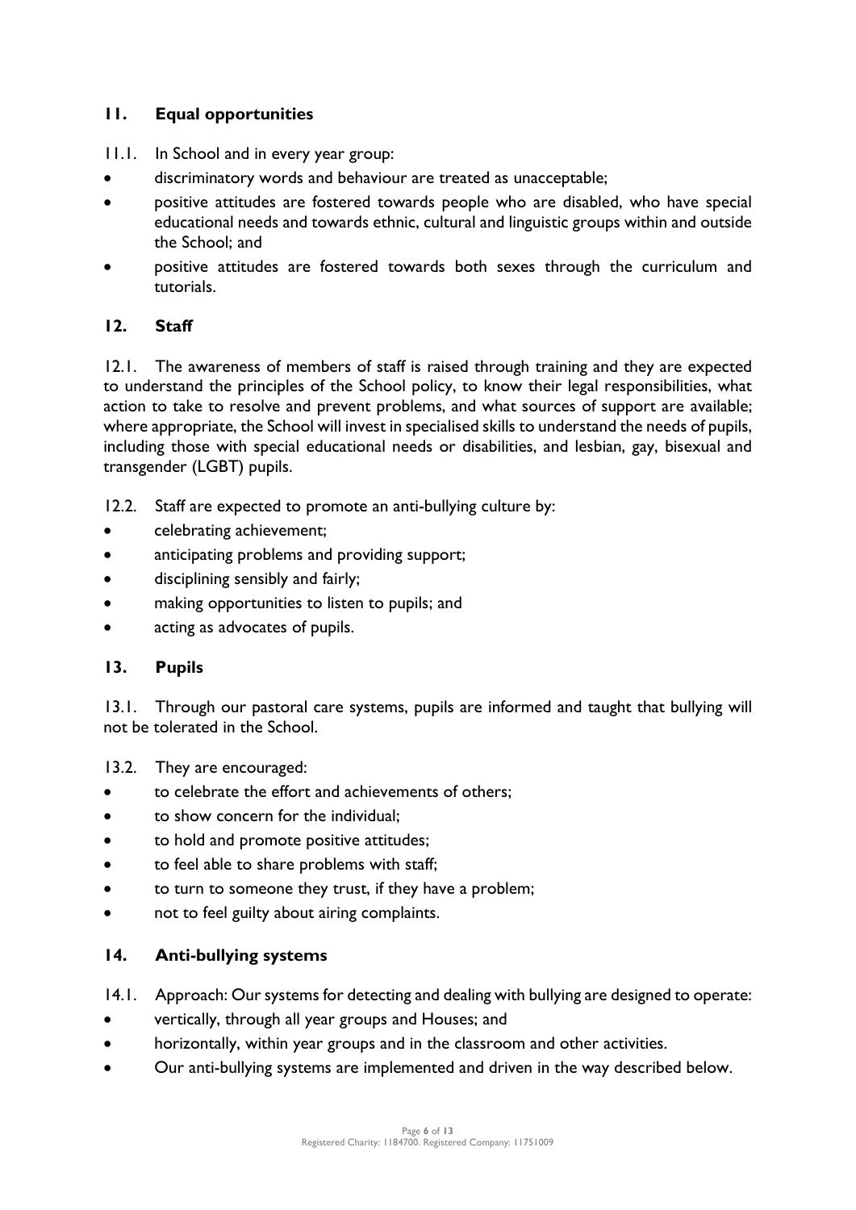## 11. Equal opportunities

11.1. In School and in every year group:

- discriminatory words and behaviour are treated as unacceptable;
- positive attitudes are fostered towards people who are disabled, who have special educational needs and towards ethnic, cultural and linguistic groups within and outside the School; and
- positive attitudes are fostered towards both sexes through the curriculum and tutorials.

## 12. Staff

12.1. The awareness of members of staff is raised through training and they are expected to understand the principles of the School policy, to know their legal responsibilities, what action to take to resolve and prevent problems, and what sources of support are available; where appropriate, the School will invest in specialised skills to understand the needs of pupils, including those with special educational needs or disabilities, and lesbian, gay, bisexual and transgender (LGBT) pupils.

12.2. Staff are expected to promote an anti-bullying culture by:

- celebrating achievement;
- anticipating problems and providing support;
- disciplining sensibly and fairly;
- making opportunities to listen to pupils; and
- acting as advocates of pupils.

## 13. Pupils

13.1. Through our pastoral care systems, pupils are informed and taught that bullying will not be tolerated in the School.

13.2. They are encouraged:

- to celebrate the effort and achievements of others;
- to show concern for the individual;
- to hold and promote positive attitudes;
- to feel able to share problems with staff;
- to turn to someone they trust, if they have a problem;
- not to feel guilty about airing complaints.

## 14. Anti-bullying systems

14.1. Approach: Our systems for detecting and dealing with bullying are designed to operate:

- vertically, through all year groups and Houses; and
- horizontally, within year groups and in the classroom and other activities.
- Our anti-bullying systems are implemented and driven in the way described below.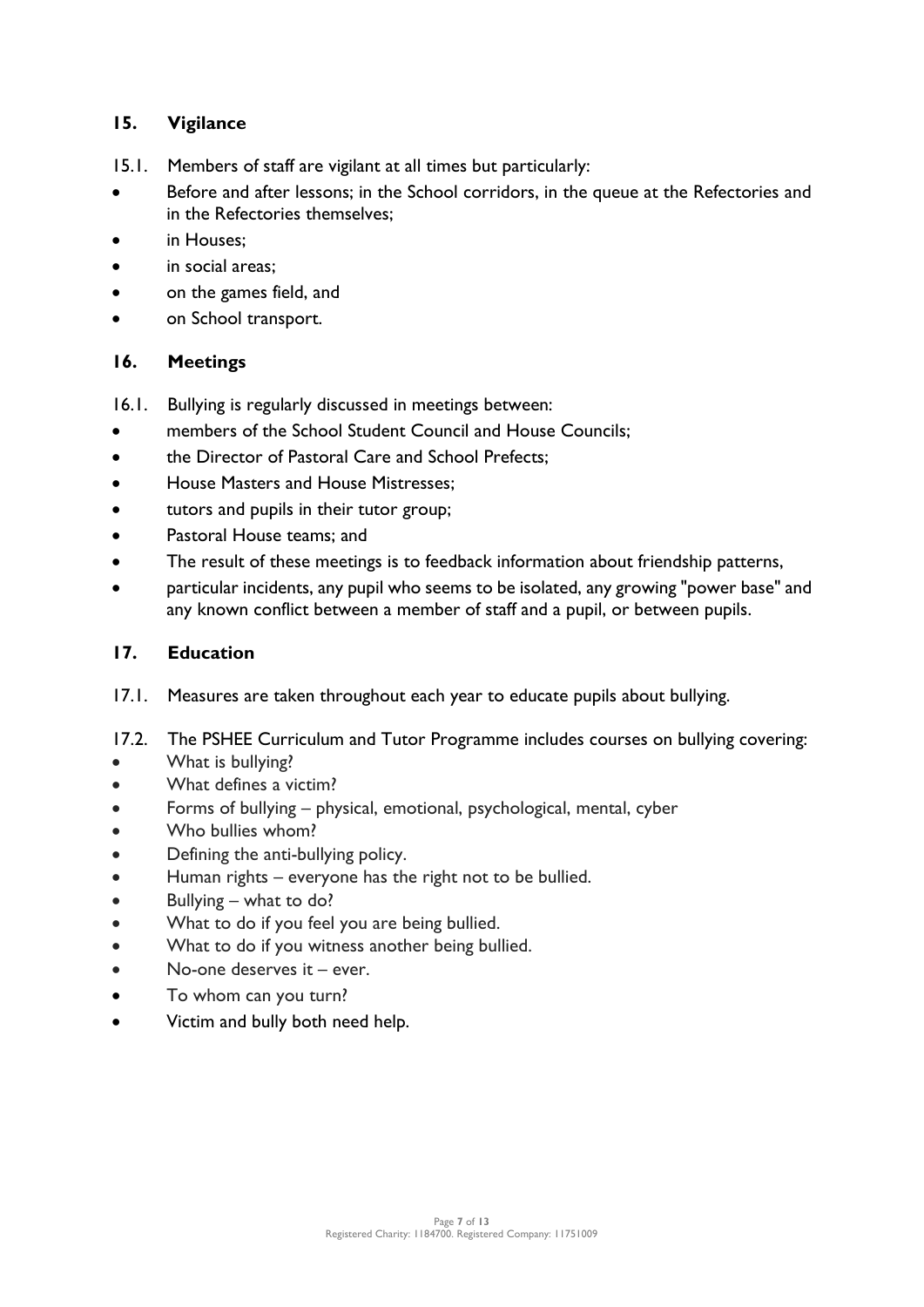## 15. Vigilance

15.1. Members of staff are vigilant at all times but particularly:

- Before and after lessons; in the School corridors, in the queue at the Refectories and in the Refectories themselves;
- in Houses;
- in social areas;
- on the games field, and
- on School transport.

## 16. Meetings

16.1. Bullying is regularly discussed in meetings between:

- members of the School Student Council and House Councils;
- the Director of Pastoral Care and School Prefects;
- House Masters and House Mistresses;
- tutors and pupils in their tutor group;
- Pastoral House teams; and
- The result of these meetings is to feedback information about friendship patterns,
- particular incidents, any pupil who seems to be isolated, any growing "power base" and any known conflict between a member of staff and a pupil, or between pupils.

## 17. Education

17.1. Measures are taken throughout each year to educate pupils about bullying.

17.2. The PSHEE Curriculum and Tutor Programme includes courses on bullying covering:

- What is bullying?
- What defines a victim?
- Forms of bullying – physical, emotional, psychological, mental, cyber
- Who bullies whom?
- Defining the anti-bullying policy.
- Human rights – everyone has the right not to be bullied.
- Bullying – what to do?
- What to do if you feel you are being bullied.
- What to do if you witness another being bullied.
- No-one deserves it – ever.
- To whom can you turn?
- Victim and bully both need help.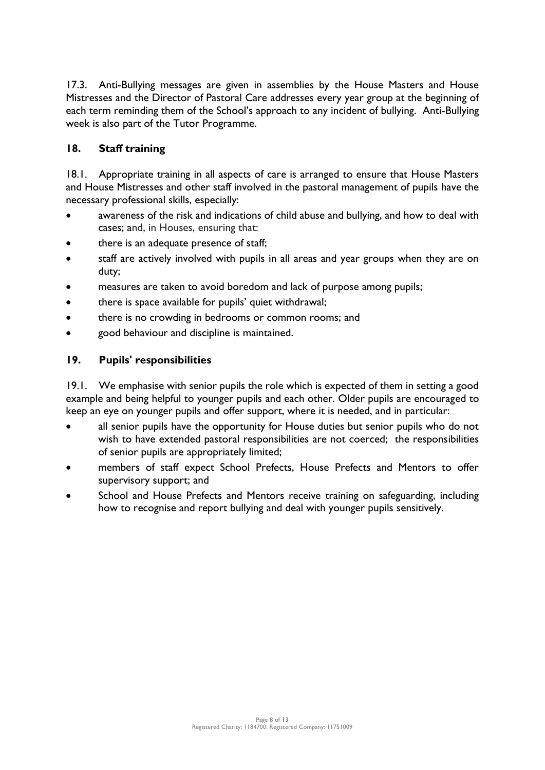17.3. Anti-Bullying messages are given in assemblies by the House Masters and House Mistresses and the Director of Pastoral Care addresses every year group at the beginning of each term reminding them of the School's approach to any incident of bullying. Anti-Bullying week is also part of the Tutor Programme.

## 18. Staff training

18.1. Appropriate training in all aspects of care is arranged to ensure that House Masters and House Mistresses and other staff involved in the pastoral management of pupils have the necessary professional skills, especially:

- awareness of the risk and indications of child abuse and bullying, and how to deal with cases; and, in Houses, ensuring that:
- there is an adequate presence of staff;
- staff are actively involved with pupils in all areas and year groups when they are on duty;
- measures are taken to avoid boredom and lack of purpose among pupils;
- there is space available for pupils' quiet withdrawal;
- there is no crowding in bedrooms or common rooms; and
- good behaviour and discipline is maintained.

## 19. Pupils' responsibilities

19.1. We emphasise with senior pupils the role which is expected of them in setting a good example and being helpful to younger pupils and each other. Older pupils are encouraged to keep an eye on younger pupils and offer support, where it is needed, and in particular:

- all senior pupils have the opportunity for House duties but senior pupils who do not wish to have extended pastoral responsibilities are not coerced; the responsibilities of senior pupils are appropriately limited;
- members of staff expect School Prefects, House Prefects and Mentors to offer supervisory support; and
- School and House Prefects and Mentors receive training on safeguarding, including how to recognise and report bullying and deal with younger pupils sensitively.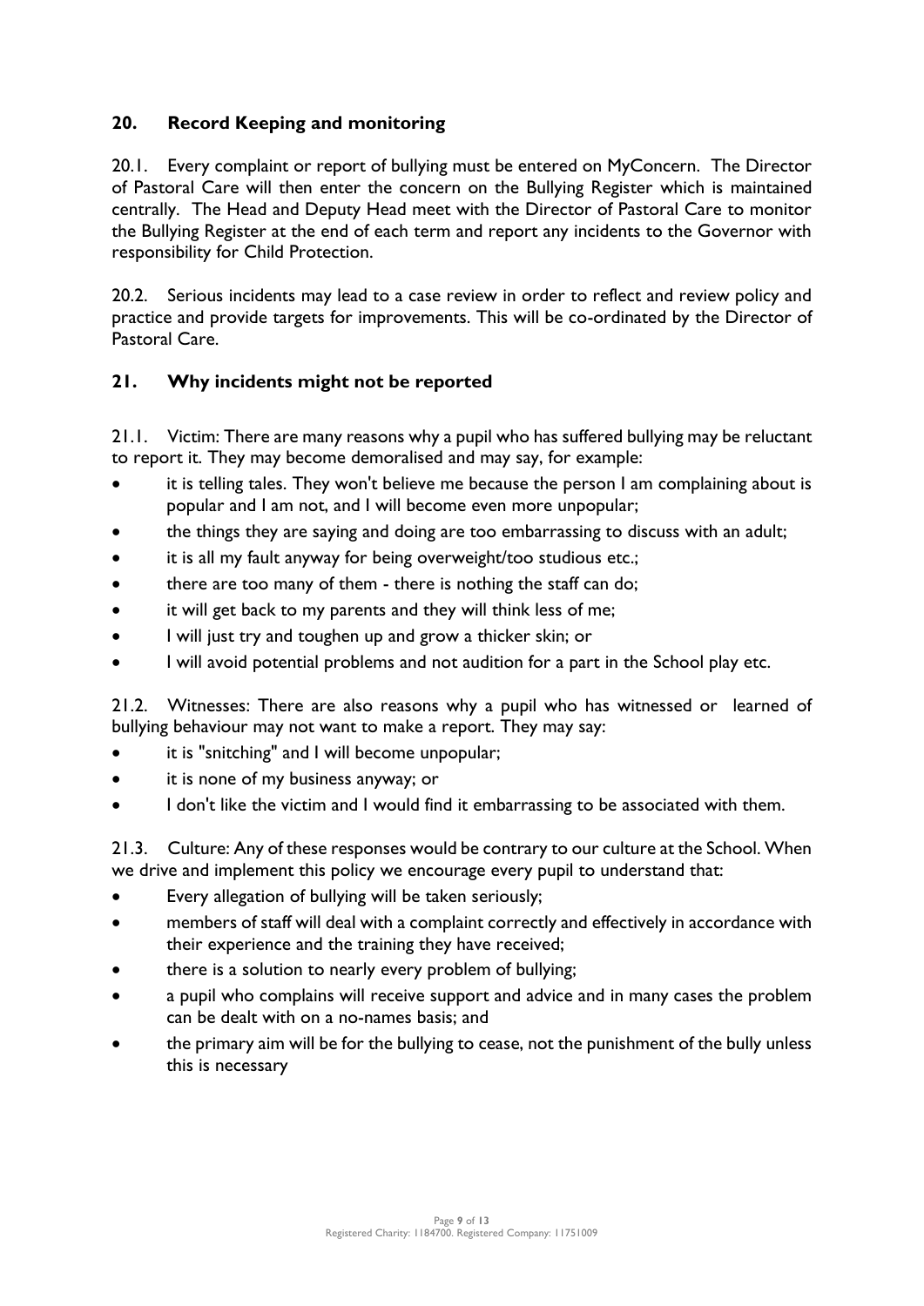## 20. Record Keeping and monitoring

20.1. Every complaint or report of bullying must be entered on MyConcern. The Director of Pastoral Care will then enter the concern on the Bullying Register which is maintained centrally. The Head and Deputy Head meet with the Director of Pastoral Care to monitor the Bullying Register at the end of each term and report any incidents to the Governor with responsibility for Child Protection.

20.2. Serious incidents may lead to a case review in order to reflect and review policy and practice and provide targets for improvements. This will be co-ordinated by the Director of Pastoral Care.

## 21. Why incidents might not be reported

21.1. Victim: There are many reasons why a pupil who has suffered bullying may be reluctant to report it. They may become demoralised and may say, for example:

- it is telling tales. They won't believe me because the person I am complaining about is popular and I am not, and I will become even more unpopular;
- the things they are saying and doing are too embarrassing to discuss with an adult;
- it is all my fault anyway for being overweight/too studious etc.;
- there are too many of them - there is nothing the staff can do;
- it will get back to my parents and they will think less of me;
- I will just try and toughen up and grow a thicker skin; or
- I will avoid potential problems and not audition for a part in the School play etc.

21.2. Witnesses: There are also reasons why a pupil who has witnessed or learned of bullying behaviour may not want to make a report. They may say:

- it is "snitching" and I will become unpopular;
- it is none of my business anyway; or
- I don't like the victim and I would find it embarrassing to be associated with them.

21.3. Culture: Any of these responses would be contrary to our culture at the School. When we drive and implement this policy we encourage every pupil to understand that:

- Every allegation of bullying will be taken seriously;
- members of staff will deal with a complaint correctly and effectively in accordance with their experience and the training they have received;
- there is a solution to nearly every problem of bullying;
- a pupil who complains will receive support and advice and in many cases the problem can be dealt with on a no-names basis; and
- the primary aim will be for the bullying to cease, not the punishment of the bully unless this is necessary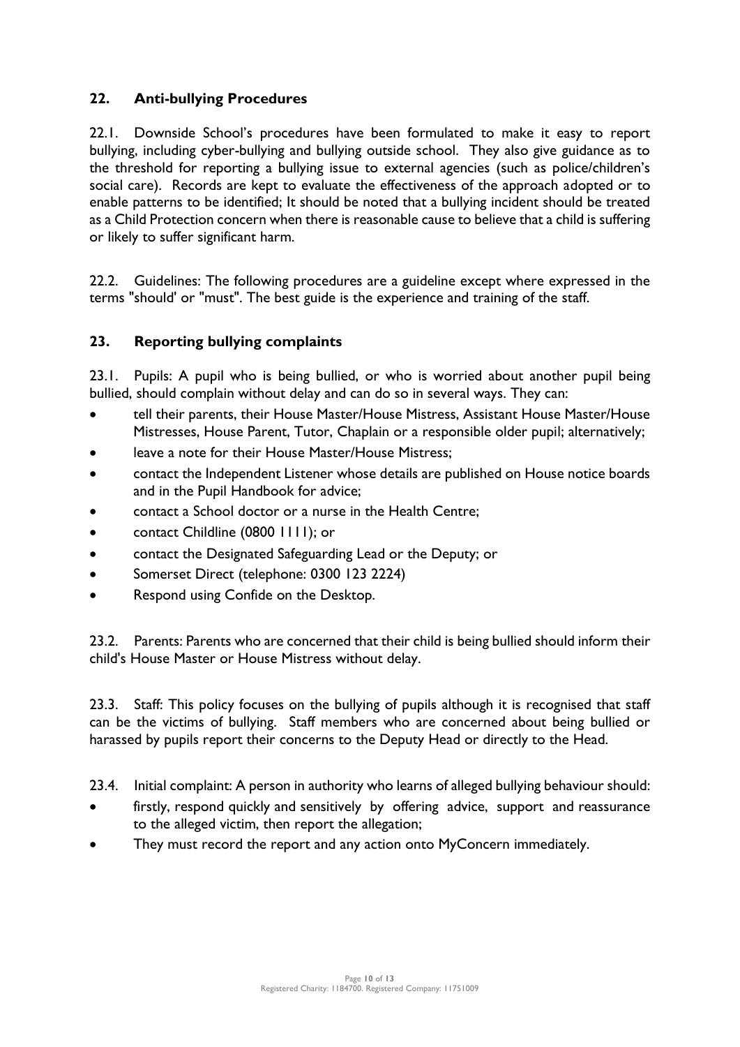## 22. Anti-bullying Procedures

22.1. Downside School's procedures have been formulated to make it easy to report bullying, including cyber-bullying and bullying outside school. They also give guidance as to the threshold for reporting a bullying issue to external agencies (such as police/children's social care). Records are kept to evaluate the effectiveness of the approach adopted or to enable patterns to be identified; It should be noted that a bullying incident should be treated as a Child Protection concern when there is reasonable cause to believe that a child is suffering or likely to suffer significant harm.

22.2. Guidelines: The following procedures are a guideline except where expressed in the terms "should' or "must". The best guide is the experience and training of the staff.

## 23. Reporting bullying complaints

23.1. Pupils: A pupil who is being bullied, or who is worried about another pupil being bullied, should complain without delay and can do so in several ways. They can:

- tell their parents, their House Master/House Mistress, Assistant House Master/House Mistresses, House Parent, Tutor, Chaplain or a responsible older pupil; alternatively;
- leave a note for their House Master/House Mistress;
- contact the Independent Listener whose details are published on House notice boards and in the Pupil Handbook for advice;
- contact a School doctor or a nurse in the Health Centre;
- contact Childline (0800 1111); or
- contact the Designated Safeguarding Lead or the Deputy; or
- Somerset Direct (telephone: 0300 123 2224)
- Respond using Confide on the Desktop.

23.2. Parents: Parents who are concerned that their child is being bullied should inform their child's House Master or House Mistress without delay.

23.3. Staff: This policy focuses on the bullying of pupils although it is recognised that staff can be the victims of bullying. Staff members who are concerned about being bullied or harassed by pupils report their concerns to the Deputy Head or directly to the Head.

23.4. Initial complaint: A person in authority who learns of alleged bullying behaviour should:

- firstly, respond quickly and sensitively by offering advice, support and reassurance to the alleged victim, then report the allegation;
- They must record the report and any action onto MyConcern immediately.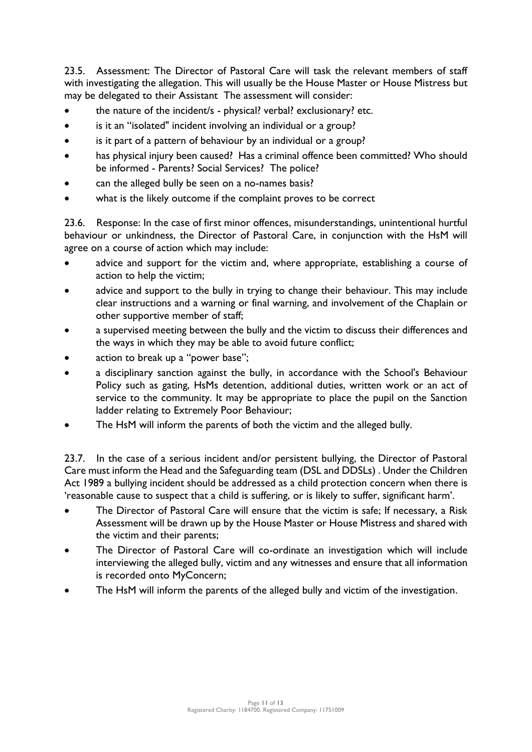23.5. Assessment: The Director of Pastoral Care will task the relevant members of staff with investigating the allegation. This will usually be the House Master or House Mistress but may be delegated to their Assistant The assessment will consider:

- the nature of the incident/s - physical? verbal? exclusionary? etc.
- is it an "isolated" incident involving an individual or a group?
- is it part of a pattern of behaviour by an individual or a group?
- has physical injury been caused? Has a criminal offence been committed? Who should be informed - Parents? Social Services? The police?
- can the alleged bully be seen on a no-names basis?
- what is the likely outcome if the complaint proves to be correct

23.6. Response: In the case of first minor offences, misunderstandings, unintentional hurtful behaviour or unkindness, the Director of Pastoral Care, in conjunction with the HsM will agree on a course of action which may include:

- advice and support for the victim and, where appropriate, establishing a course of action to help the victim;
- advice and support to the bully in trying to change their behaviour. This may include clear instructions and a warning or final warning, and involvement of the Chaplain or other supportive member of staff;
- a supervised meeting between the bully and the victim to discuss their differences and the ways in which they may be able to avoid future conflict;
- action to break up a "power base";
- a disciplinary sanction against the bully, in accordance with the School's Behaviour Policy such as gating, HsMs detention, additional duties, written work or an act of service to the community. It may be appropriate to place the pupil on the Sanction ladder relating to Extremely Poor Behaviour;
- The HsM will inform the parents of both the victim and the alleged bully.

23.7. In the case of a serious incident and/or persistent bullying, the Director of Pastoral Care must inform the Head and the Safeguarding team (DSL and DDSLs) . Under the Children Act 1989 a bullying incident should be addressed as a child protection concern when there is 'reasonable cause to suspect that a child is suffering, or is likely to suffer, significant harm'.

- The Director of Pastoral Care will ensure that the victim is safe; If necessary, a Risk Assessment will be drawn up by the House Master or House Mistress and shared with the victim and their parents;
- The Director of Pastoral Care will co-ordinate an investigation which will include interviewing the alleged bully, victim and any witnesses and ensure that all information is recorded onto MyConcern;
- The HsM will inform the parents of the alleged bully and victim of the investigation.

Registered Charity: 1184700. Registered Company: 11751009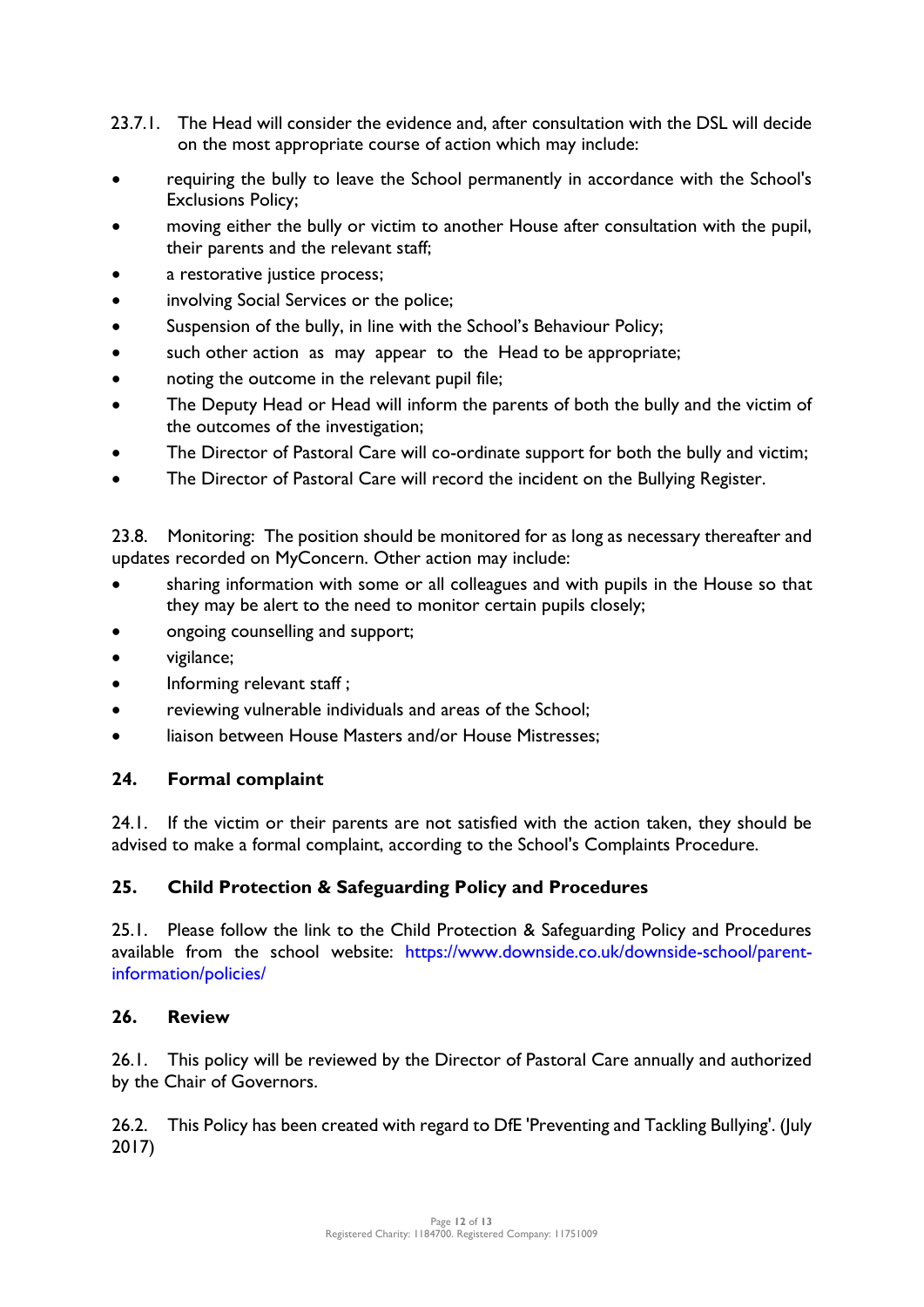23.7.1. The Head will consider the evidence and, after consultation with the DSL will decide on the most appropriate course of action which may include:

- requiring the bully to leave the School permanently in accordance with the School's Exclusions Policy;
- moving either the bully or victim to another House after consultation with the pupil, their parents and the relevant staff;
- a restorative justice process;
- involving Social Services or the police;
- Suspension of the bully, in line with the School's Behaviour Policy;
- such other action as may appear to the Head to be appropriate;
- noting the outcome in the relevant pupil file;
- The Deputy Head or Head will inform the parents of both the bully and the victim of the outcomes of the investigation;
- The Director of Pastoral Care will co-ordinate support for both the bully and victim;
- The Director of Pastoral Care will record the incident on the Bullying Register.

23.8. Monitoring: The position should be monitored for as long as necessary thereafter and updates recorded on MyConcern. Other action may include:

- sharing information with some or all colleagues and with pupils in the House so that they may be alert to the need to monitor certain pupils closely;
- ongoing counselling and support;
- vigilance;
- Informing relevant staff ;
- reviewing vulnerable individuals and areas of the School;
- liaison between House Masters and/or House Mistresses;

## 24. Formal complaint

24.1. If the victim or their parents are not satisfied with the action taken, they should be advised to make a formal complaint, according to the School's Complaints Procedure.

## 25. Child Protection & Safeguarding Policy and Procedures

25.1. Please follow the link to the Child Protection & Safeguarding Policy and Procedures available from the school website: https://www.downside.co.uk/downside-school/parent-information/policies/

## 26. Review

26.1. This policy will be reviewed by the Director of Pastoral Care annually and authorized by the Chair of Governors.

26.2. This Policy has been created with regard to DfE 'Preventing and Tackling Bullying'. (July 2017)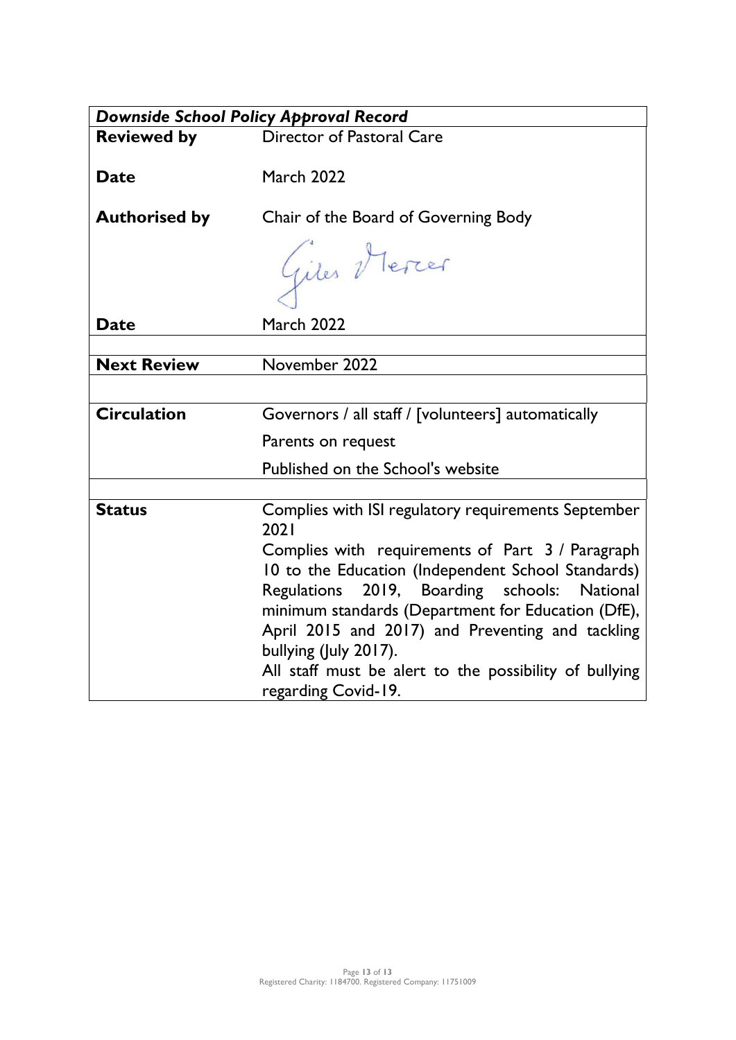| *Downside School Policy Approval Record* | |
|---|---|
| **Reviewed by** | Director of Pastoral Care |
| **Date** | March 2022 |
| **Authorised by** | Chair of the Board of Governing Body<br>Giles Mercer |
| **Date** | March 2022 |
| | |
| **Next Review** | November 2022 |
| | |
| **Circulation** | Governors / all staff / [volunteers] automatically<br>Parents on request<br>Published on the School's website |
| | |
| **Status** | Complies with ISI regulatory requirements September 2021<br>Complies with requirements of Part 3 / Paragraph 10 to the Education (Independent School Standards) Regulations 2019, Boarding schools: National minimum standards (Department for Education (DfE), April 2015 and 2017) and Preventing and tackling bullying (July 2017).<br>All staff must be alert to the possibility of bullying regarding Covid-19. |

Registered Charity: 1184700. Registered Company: 11751009